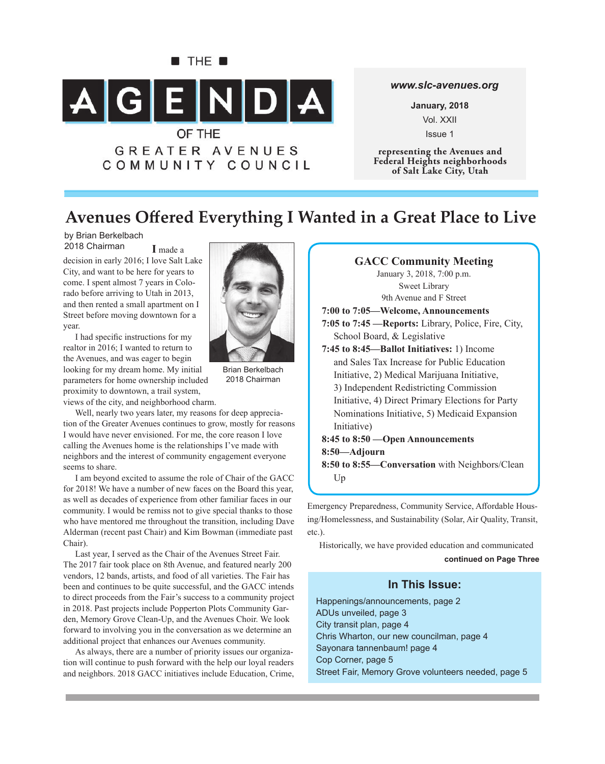■ THE ■

# AGENDA

OF THE

GREATER AVENUES COMMUNITY COUNCIL

*www.slc-avenues.org*

**January, 2018**

Vol. XXII

Issue 1

**representing the Avenues and Federal Heights neighborhoods of Salt Lake City, Utah**

## Avenues Offered Everything I Wanted in a Great Place to Live

by Brian Berkelbach
2018 Chairman

I made a decision in early 2016; I love Salt Lake City, and want to be here for years to come. I spent almost 7 years in Colorado before arriving to Utah in 2013, and then rented a small apartment on I Street before moving downtown for a year.

I had specific instructions for my realtor in 2016; I wanted to return to the Avenues, and was eager to begin looking for my dream home. My initial parameters for home ownership included proximity to downtown, a trail system, views of the city, and neighborhood charm.

Brian Berkelbach
2018 Chairman

Well, nearly two years later, my reasons for deep appreciation of the Greater Avenues continues to grow, mostly for reasons I would have never envisioned. For me, the core reason I love calling the Avenues home is the relationships I've made with neighbors and the interest of community engagement everyone seems to share.

I am beyond excited to assume the role of Chair of the GACC for 2018! We have a number of new faces on the Board this year, as well as decades of experience from other familiar faces in our community. I would be remiss not to give special thanks to those who have mentored me throughout the transition, including Dave Alderman (recent past Chair) and Kim Bowman (immediate past Chair).

Last year, I served as the Chair of the Avenues Street Fair. The 2017 fair took place on 8th Avenue, and featured nearly 200 vendors, 12 bands, artists, and food of all varieties. The Fair has been and continues to be quite successful, and the GACC intends to direct proceeds from the Fair's success to a community project in 2018. Past projects include Popperton Plots Community Garden, Memory Grove Clean-Up, and the Avenues Choir. We look forward to involving you in the conversation as we determine an additional project that enhances our Avenues community.

As always, there are a number of priority issues our organization will continue to push forward with the help our loyal readers and neighbors. 2018 GACC initiatives include Education, Crime, Emergency Preparedness, Community Service, Affordable Housing/Homelessness, and Sustainability (Solar, Air Quality, Transit, etc.).

Historically, we have provided education and communicated

**continued on Page Three**

---

### GACC Community Meeting

January 3, 2018, 7:00 p.m.
Sweet Library
9th Avenue and F Street

**7:00 to 7:05—Welcome, Announcements**

**7:05 to 7:45 —Reports:** Library, Police, Fire, City, School Board, & Legislative

**7:45 to 8:45—Ballot Initiatives:** 1) Income and Sales Tax Increase for Public Education Initiative, 2) Medical Marijuana Initiative, 3) Independent Redistricting Commission Initiative, 4) Direct Primary Elections for Party Nominations Initiative, 5) Medicaid Expansion Initiative)

**8:45 to 8:50 —Open Announcements**

**8:50—Adjourn**

**8:50 to 8:55—Conversation** with Neighbors/Clean Up

---

### In This Issue:

- Happenings/announcements, page 2
- ADUs unveiled, page 3
- City transit plan, page 4
- Chris Wharton, our new councilman, page 4
- Sayonara tannenbaum! page 4
- Cop Corner, page 5
- Street Fair, Memory Grove volunteers needed, page 5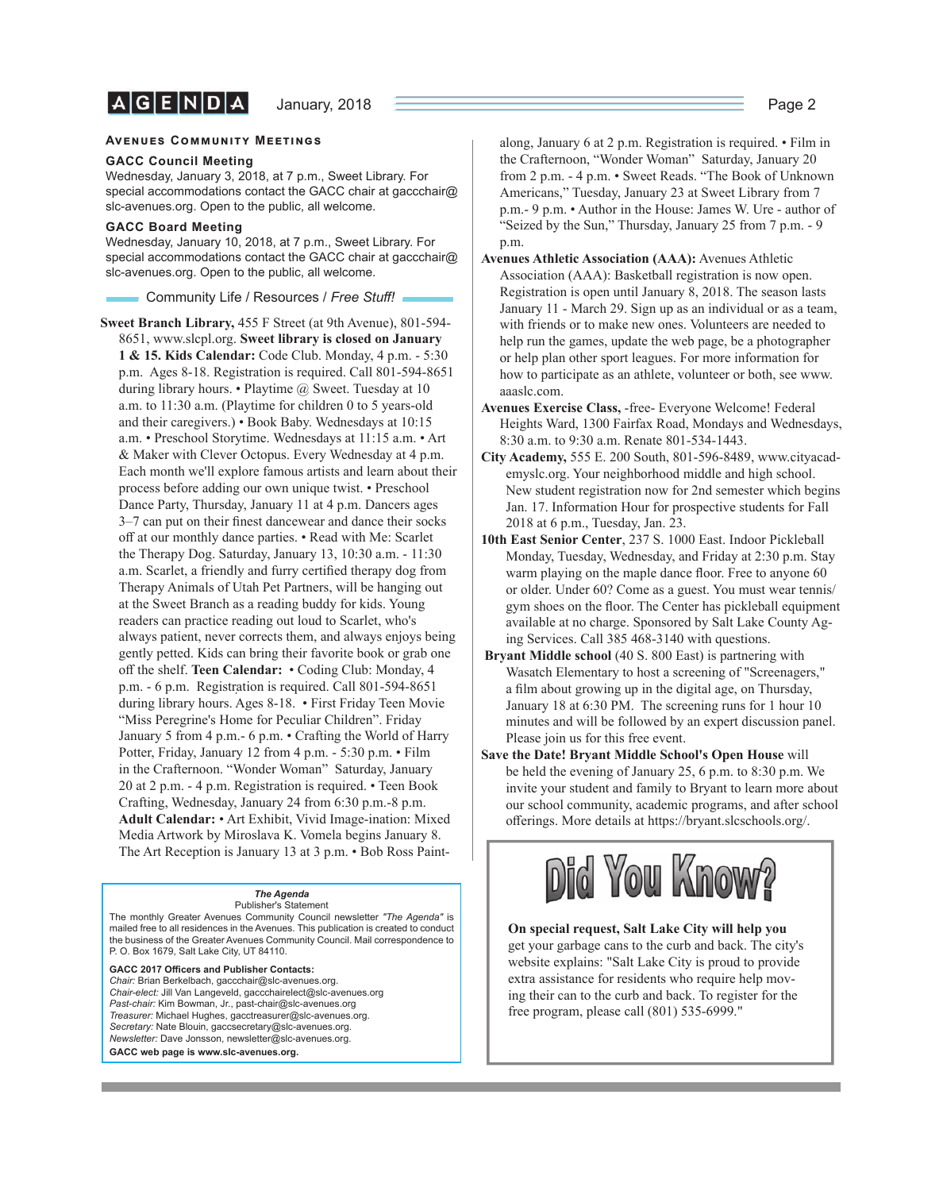## Avenues Community Meetings

### GACC Council Meeting

Wednesday, January 3, 2018, at 7 p.m., Sweet Library. For special accommodations contact the GACC chair at gaccchair@slc-avenues.org. Open to the public, all welcome.

### GACC Board Meeting

Wednesday, January 10, 2018, at 7 p.m., Sweet Library. For special accommodations contact the GACC chair at gaccchair@slc-avenues.org. Open to the public, all welcome.

## Community Life / Resources / *Free Stuff!*

**Sweet Branch Library,** 455 F Street (at 9th Avenue), 801-594-8651, www.slcpl.org. **Sweet library is closed on January 1 & 15. Kids Calendar:** Code Club. Monday, 4 p.m. - 5:30 p.m. Ages 8-18. Registration is required. Call 801-594-8651 during library hours. • Playtime @ Sweet. Tuesday at 10 a.m. to 11:30 a.m. (Playtime for children 0 to 5 years-old and their caregivers.) • Book Baby. Wednesdays at 10:15 a.m. • Preschool Storytime. Wednesdays at 11:15 a.m. • Art & Maker with Clever Octopus. Every Wednesday at 4 p.m. Each month we'll explore famous artists and learn about their process before adding our own unique twist. • Preschool Dance Party, Thursday, January 11 at 4 p.m. Dancers ages 3–7 can put on their finest dancewear and dance their socks off at our monthly dance parties. • Read with Me: Scarlet the Therapy Dog. Saturday, January 13, 10:30 a.m. - 11:30 a.m. Scarlet, a friendly and furry certified therapy dog from Therapy Animals of Utah Pet Partners, will be hanging out at the Sweet Branch as a reading buddy for kids. Young readers can practice reading out loud to Scarlet, who's always patient, never corrects them, and always enjoys being gently petted. Kids can bring their favorite book or grab one off the shelf. **Teen Calendar:** • Coding Club: Monday, 4 p.m. - 6 p.m. Registration is required. Call 801-594-8651 during library hours. Ages 8-18. • First Friday Teen Movie "Miss Peregrine's Home for Peculiar Children". Friday January 5 from 4 p.m.- 6 p.m. • Crafting the World of Harry Potter, Friday, January 12 from 4 p.m. - 5:30 p.m. • Film in the Crafternoon. "Wonder Woman" Saturday, January 20 at 2 p.m. - 4 p.m. Registration is required. • Teen Book Crafting, Wednesday, January 24 from 6:30 p.m.-8 p.m. **Adult Calendar:** • Art Exhibit, Vivid Image-ination: Mixed Media Artwork by Miroslava K. Vomela begins January 8. The Art Reception is January 13 at 3 p.m. • Bob Ross Paint-along, January 6 at 2 p.m. Registration is required. • Film in the Crafternoon, "Wonder Woman" Saturday, January 20 from 2 p.m. - 4 p.m. • Sweet Reads. "The Book of Unknown Americans," Tuesday, January 23 at Sweet Library from 7 p.m.- 9 p.m. • Author in the House: James W. Ure - author of "Seized by the Sun," Thursday, January 25 from 7 p.m. - 9 p.m.

**Avenues Athletic Association (AAA):** Avenues Athletic Association (AAA): Basketball registration is now open. Registration is open until January 8, 2018. The season lasts January 11 - March 29. Sign up as an individual or as a team, with friends or to make new ones. Volunteers are needed to help run the games, update the web page, be a photographer or help plan other sport leagues. For more information for how to participate as an athlete, volunteer or both, see www.aaaslc.com.

**Avenues Exercise Class,** -free- Everyone Welcome! Federal Heights Ward, 1300 Fairfax Road, Mondays and Wednesdays, 8:30 a.m. to 9:30 a.m. Renate 801-534-1443.

**City Academy,** 555 E. 200 South, 801-596-8489, www.cityacademyslc.org. Your neighborhood middle and high school. New student registration now for 2nd semester which begins Jan. 17. Information Hour for prospective students for Fall 2018 at 6 p.m., Tuesday, Jan. 23.

**10th East Senior Center**, 237 S. 1000 East. Indoor Pickleball Monday, Tuesday, Wednesday, and Friday at 2:30 p.m. Stay warm playing on the maple dance floor. Free to anyone 60 or older. Under 60? Come as a guest. You must wear tennis/gym shoes on the floor. The Center has pickleball equipment available at no charge. Sponsored by Salt Lake County Aging Services. Call 385 468-3140 with questions.

**Bryant Middle school** (40 S. 800 East) is partnering with Wasatch Elementary to host a screening of "Screenagers," a film about growing up in the digital age, on Thursday, January 18 at 6:30 PM. The screening runs for 1 hour 10 minutes and will be followed by an expert discussion panel. Please join us for this free event.

**Save the Date! Bryant Middle School's Open House** will be held the evening of January 25, 6 p.m. to 8:30 p.m. We invite your student and family to Bryant to learn more about our school community, academic programs, and after school offerings. More details at https://bryant.slcschools.org/.

## Did You Know?

**On special request, Salt Lake City will help you** get your garbage cans to the curb and back. The city's website explains: "Salt Lake City is proud to provide extra assistance for residents who require help moving their can to the curb and back. To register for the free program, please call (801) 535-6999."

***The Agenda***
Publisher's Statement

The monthly Greater Avenues Community Council newsletter *"The Agenda"* is mailed free to all residences in the Avenues. This publication is created to conduct the business of the Greater Avenues Community Council. Mail correspondence to P. O. Box 1679, Salt Lake City, UT 84110.

**GACC 2017 Officers and Publisher Contacts:**
*Chair:* Brian Berkelbach, gaccchair@slc-avenues.org.
*Chair-elect:* Jill Van Langeveld, gaccchairelect@slc-avenues.org
*Past-chair:* Kim Bowman, Jr., past-chair@slc-avenues.org
*Treasurer:* Michael Hughes, gacctreasurer@slc-avenues.org.
*Secretary:* Nate Blouin, gaccsecretary@slc-avenues.org.
*Newsletter:* Dave Jonsson, newsletter@slc-avenues.org.
**GACC web page is www.slc-avenues.org.**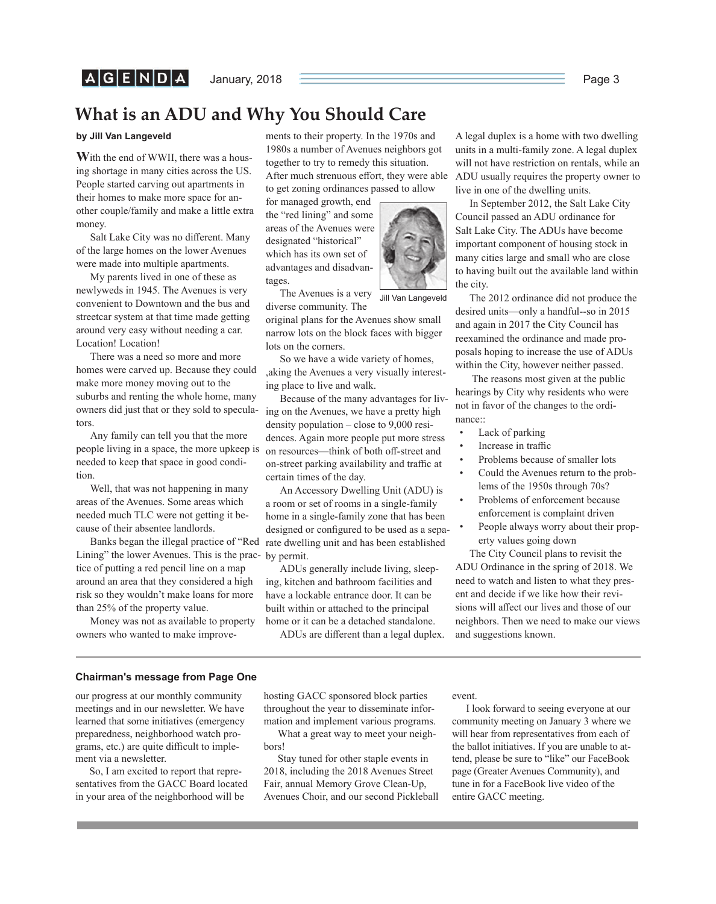# What is an ADU and Why You Should Care

**by Jill Van Langeveld**

With the end of WWII, there was a housing shortage in many cities across the US. People started carving out apartments in their homes to make more space for another couple/family and make a little extra money.

Salt Lake City was no different. Many of the large homes on the lower Avenues were made into multiple apartments.

My parents lived in one of these as newlyweds in 1945. The Avenues is very convenient to Downtown and the bus and streetcar system at that time made getting around very easy without needing a car. Location! Location!

There was a need so more and more homes were carved up. Because they could make more money moving out to the suburbs and renting the whole home, many owners did just that or they sold to speculators.

Any family can tell you that the more people living in a space, the more upkeep is needed to keep that space in good condition.

Well, that was not happening in many areas of the Avenues. Some areas which needed much TLC were not getting it because of their absentee landlords.

Banks began the illegal practice of "Red Lining" the lower Avenues. This is the practice of putting a red pencil line on a map around an area that they considered a high risk so they wouldn't make loans for more than 25% of the property value.

Money was not as available to property owners who wanted to make improvements to their property. In the 1970s and 1980s a number of Avenues neighbors got together to try to remedy this situation. After much strenuous effort, they were able to get zoning ordinances passed to allow for managed growth, end the "red lining" and some areas of the Avenues were designated "historical" which has its own set of advantages and disadvantages.

Jill Van Langeveld

The Avenues is a very diverse community. The original plans for the Avenues show small narrow lots on the block faces with bigger lots on the corners.

So we have a wide variety of homes, ,aking the Avenues a very visually interesting place to live and walk.

Because of the many advantages for living on the Avenues, we have a pretty high density population – close to 9,000 residences. Again more people put more stress on resources—think of both off-street and on-street parking availability and traffic at certain times of the day.

An Accessory Dwelling Unit (ADU) is a room or set of rooms in a single-family home in a single-family zone that has been designed or configured to be used as a separate dwelling unit and has been established by permit.

ADUs generally include living, sleeping, kitchen and bathroom facilities and have a lockable entrance door. It can be built within or attached to the principal home or it can be a detached standalone.

ADUs are different than a legal duplex. A legal duplex is a home with two dwelling units in a multi-family zone. A legal duplex will not have restriction on rentals, while an ADU usually requires the property owner to live in one of the dwelling units.

In September 2012, the Salt Lake City Council passed an ADU ordinance for Salt Lake City. The ADUs have become important component of housing stock in many cities large and small who are close to having built out the available land within the city.

The 2012 ordinance did not produce the desired units—only a handful--so in 2015 and again in 2017 the City Council has reexamined the ordinance and made proposals hoping to increase the use of ADUs within the City, however neither passed.

The reasons most given at the public hearings by City why residents who were not in favor of the changes to the ordinance::

- Lack of parking
- Increase in traffic
- Problems because of smaller lots
- Could the Avenues return to the problems of the 1950s through 70s?
- Problems of enforcement because enforcement is complaint driven
- People always worry about their property values going down

The City Council plans to revisit the ADU Ordinance in the spring of 2018. We need to watch and listen to what they present and decide if we like how their revisions will affect our lives and those of our neighbors. Then we need to make our views and suggestions known.

---

**Chairman's message from Page One**

our progress at our monthly community meetings and in our newsletter. We have learned that some initiatives (emergency preparedness, neighborhood watch programs, etc.) are quite difficult to implement via a newsletter.

So, I am excited to report that representatives from the GACC Board located in your area of the neighborhood will be hosting GACC sponsored block parties throughout the year to disseminate information and implement various programs.

What a great way to meet your neighbors!

Stay tuned for other staple events in 2018, including the 2018 Avenues Street Fair, annual Memory Grove Clean-Up, Avenues Choir, and our second Pickleball event.

I look forward to seeing everyone at our community meeting on January 3 where we will hear from representatives from each of the ballot initiatives. If you are unable to attend, please be sure to "like" our FaceBook page (Greater Avenues Community), and tune in for a FaceBook live video of the entire GACC meeting.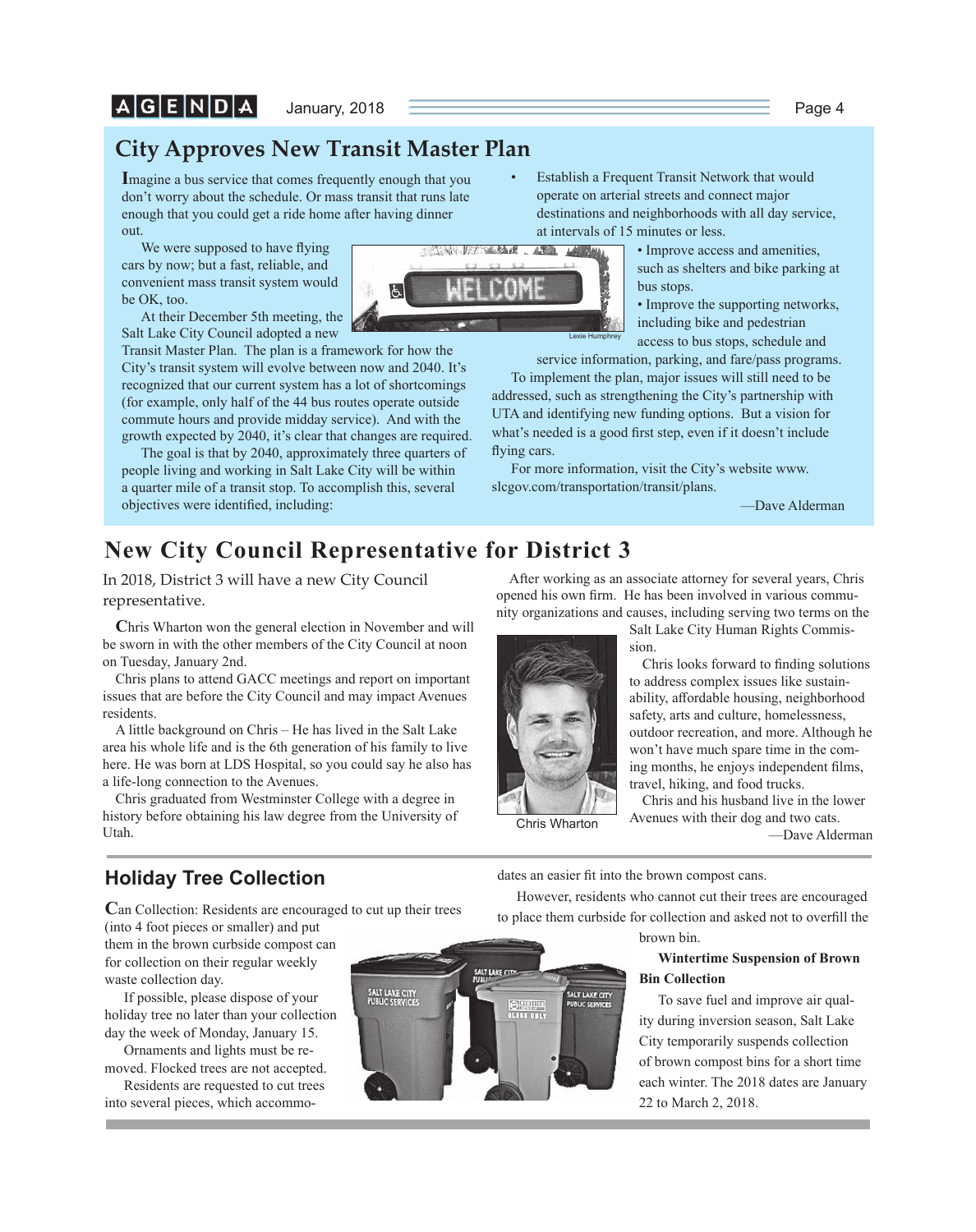## City Approves New Transit Master Plan

Imagine a bus service that comes frequently enough that you don't worry about the schedule. Or mass transit that runs late enough that you could get a ride home after having dinner out.

We were supposed to have flying cars by now; but a fast, reliable, and convenient mass transit system would be OK, too.

At their December 5th meeting, the Salt Lake City Council adopted a new Transit Master Plan. The plan is a framework for how the City's transit system will evolve between now and 2040. It's recognized that our current system has a lot of shortcomings (for example, only half of the 44 bus routes operate outside commute hours and provide midday service). And with the growth expected by 2040, it's clear that changes are required.

The goal is that by 2040, approximately three quarters of people living and working in Salt Lake City will be within a quarter mile of a transit stop. To accomplish this, several objectives were identified, including:

- Establish a Frequent Transit Network that would operate on arterial streets and connect major destinations and neighborhoods with all day service, at intervals of 15 minutes or less.
- Improve access and amenities, such as shelters and bike parking at bus stops.
- Improve the supporting networks, including bike and pedestrian access to bus stops, schedule and service information, parking, and fare/pass programs.

Lexie Humphrey

To implement the plan, major issues will still need to be addressed, such as strengthening the City's partnership with UTA and identifying new funding options. But a vision for what's needed is a good first step, even if it doesn't include flying cars.

For more information, visit the City's website www.slcgov.com/transportation/transit/plans.

—Dave Alderman

## New City Council Representative for District 3

In 2018, District 3 will have a new City Council representative.

Chris Wharton won the general election in November and will be sworn in with the other members of the City Council at noon on Tuesday, January 2nd.

Chris plans to attend GACC meetings and report on important issues that are before the City Council and may impact Avenues residents.

A little background on Chris – He has lived in the Salt Lake area his whole life and is the 6th generation of his family to live here. He was born at LDS Hospital, so you could say he also has a life-long connection to the Avenues.

Chris graduated from Westminster College with a degree in history before obtaining his law degree from the University of Utah.

After working as an associate attorney for several years, Chris opened his own firm. He has been involved in various community organizations and causes, including serving two terms on the Salt Lake City Human Rights Commission.

Chris Wharton

Chris looks forward to finding solutions to address complex issues like sustainability, affordable housing, neighborhood safety, arts and culture, homelessness, outdoor recreation, and more. Although he won't have much spare time in the coming months, he enjoys independent films, travel, hiking, and food trucks.

Chris and his husband live in the lower Avenues with their dog and two cats.

—Dave Alderman

## Holiday Tree Collection

Can Collection: Residents are encouraged to cut up their trees (into 4 foot pieces or smaller) and put them in the brown curbside compost can for collection on their regular weekly waste collection day.

If possible, please dispose of your holiday tree no later than your collection day the week of Monday, January 15.

Ornaments and lights must be removed. Flocked trees are not accepted.

Residents are requested to cut trees into several pieces, which accommodates an easier fit into the brown compost cans.

However, residents who cannot cut their trees are encouraged to place them curbside for collection and asked not to overfill the brown bin.

**Wintertime Suspension of Brown Bin Collection**

To save fuel and improve air quality during inversion season, Salt Lake City temporarily suspends collection of brown compost bins for a short time each winter. The 2018 dates are January 22 to March 2, 2018.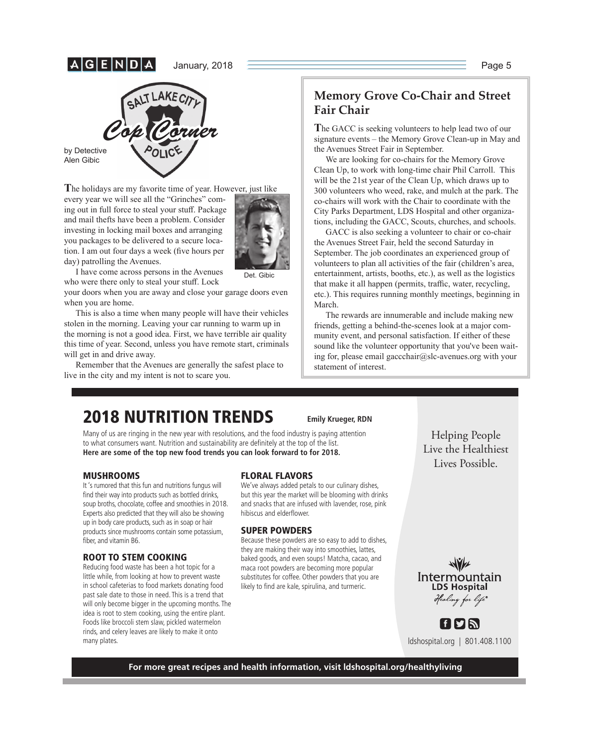## Cop Corner

by Detective Alen Gibic

**T**he holidays are my favorite time of year. However, just like every year we will see all the "Grinches" coming out in full force to steal your stuff. Package and mail thefts have been a problem. Consider investing in locking mail boxes and arranging you packages to be delivered to a secure location. I am out four days a week (five hours per day) patrolling the Avenues.

Det. Gibic

I have come across persons in the Avenues who were there only to steal your stuff. Lock your doors when you are away and close your garage doors even when you are home.

This is also a time when many people will have their vehicles stolen in the morning. Leaving your car running to warm up in the morning is not a good idea. First, we have terrible air quality this time of year. Second, unless you have remote start, criminals will get in and drive away.

Remember that the Avenues are generally the safest place to live in the city and my intent is not to scare you.

## Memory Grove Co-Chair and Street Fair Chair

**T**he GACC is seeking volunteers to help lead two of our signature events – the Memory Grove Clean-up in May and the Avenues Street Fair in September.

We are looking for co-chairs for the Memory Grove Clean Up, to work with long-time chair Phil Carroll. This will be the 21st year of the Clean Up, which draws up to 300 volunteers who weed, rake, and mulch at the park. The co-chairs will work with the Chair to coordinate with the City Parks Department, LDS Hospital and other organizations, including the GACC, Scouts, churches, and schools.

GACC is also seeking a volunteer to chair or co-chair the Avenues Street Fair, held the second Saturday in September. The job coordinates an experienced group of volunteers to plan all activities of the fair (children's area, entertainment, artists, booths, etc.), as well as the logistics that make it all happen (permits, traffic, water, recycling, etc.). This requires running monthly meetings, beginning in March.

The rewards are innumerable and include making new friends, getting a behind-the-scenes look at a major community event, and personal satisfaction. If either of these sound like the volunteer opportunity that you've been waiting for, please email gaccchair@slc-avenues.org with your statement of interest.

## 2018 NUTRITION TRENDS

**Emily Krueger, RDN**

Many of us are ringing in the new year with resolutions, and the food industry is paying attention to what consumers want. Nutrition and sustainability are definitely at the top of the list. **Here are some of the top new food trends you can look forward to for 2018.**

### MUSHROOMS

It 's rumored that this fun and nutritions fungus will find their way into products such as bottled drinks, soup broths, chocolate, coffee and smoothies in 2018. Experts also predicted that they will also be showing up in body care products, such as in soap or hair products since mushrooms contain some potassium, fiber, and vitamin B6.

### ROOT TO STEM COOKING

Reducing food waste has been a hot topic for a little while, from looking at how to prevent waste in school cafeterias to food markets donating food past sale date to those in need. This is a trend that will only become bigger in the upcoming months. The idea is root to stem cooking, using the entire plant. Foods like broccoli stem slaw, pickled watermelon rinds, and celery leaves are likely to make it onto many plates.

### FLORAL FLAVORS

We've always added petals to our culinary dishes, but this year the market will be blooming with drinks and snacks that are infused with lavender, rose, pink hibiscus and elderflower.

### SUPER POWDERS

Because these powders are so easy to add to dishes, they are making their way into smoothies, lattes, baked goods, and even soups! Matcha, cacao, and maca root powders are becoming more popular substitutes for coffee. Other powders that you are likely to find are kale, spirulina, and turmeric.

Helping People Live the Healthiest Lives Possible.

Intermountain LDS Hospital
*Healing for life®*

ldshospital.org | 801.408.1100

**For more great recipes and health information, visit ldshospital.org/healthyliving**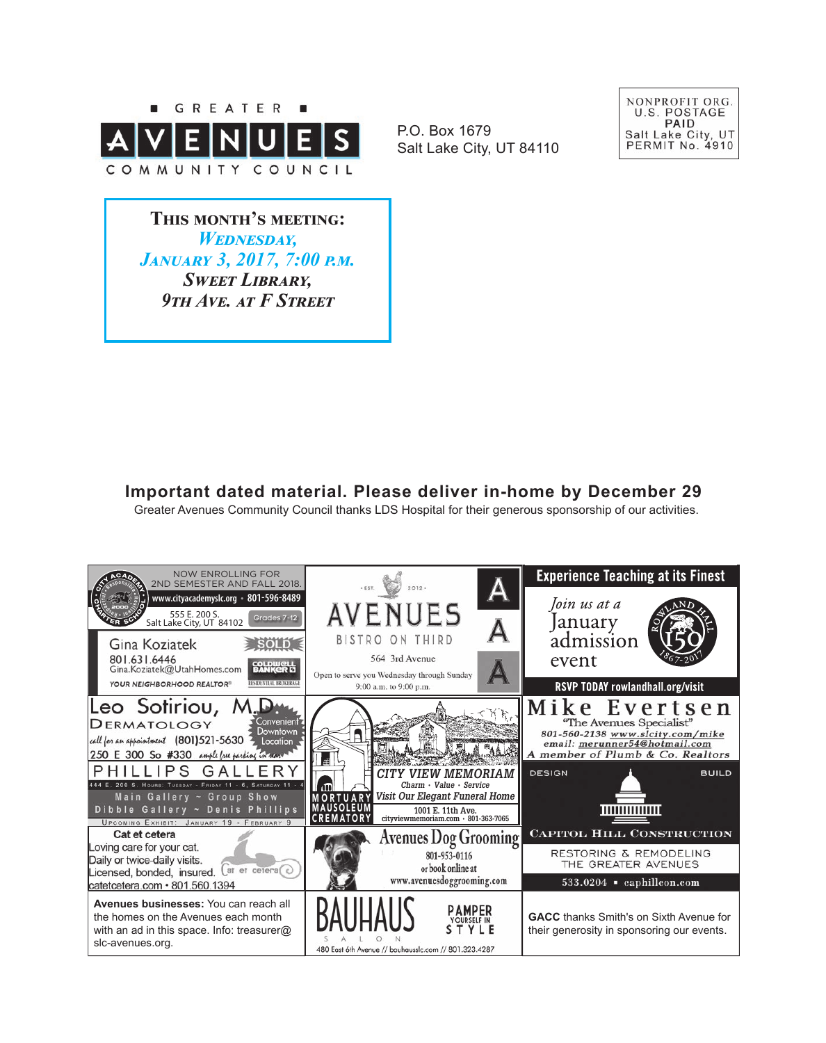■ GREATER ■

# AVENUES

COMMUNITY COUNCIL

P.O. Box 1679
Salt Lake City, UT 84110

NONPROFIT ORG.
U.S. POSTAGE
PAID
Salt Lake City, UT
PERMIT No. 4910

**THIS MONTH'S MEETING:**
***WEDNESDAY,***
***JANUARY 3, 2017, 7:00 P.M.***
***SWEET LIBRARY,***
***9TH AVE. AT F STREET***

**Important dated material. Please deliver in-home by December 29**

Greater Avenues Community Council thanks LDS Hospital for their generous sponsorship of our activities.

---

City Academy Charter School — NOW ENROLLING FOR 2ND SEMESTER AND FALL 2018. www.cityacademyslc.org • 801-596-8489. 555 E. 200 S. Salt Lake City, UT 84102. Grades 7-12

Gina Koziatek — 801.631.6446 — Gina.Koziatek@UtahHomes.com — YOUR NEIGHBORHOOD REALTOR® — SOLD — Coldwell Banker Residential Brokerage

EST. 2012 — AVENUES BISTRO ON THIRD — 564 3rd Avenue — Open to serve you Wednesday through Sunday 9:00 a.m. to 9:00 p.m.

Experience Teaching at its Finest — Join us at a January admission event — Rowland Hall 150 1867-2017 — RSVP TODAY rowlandhall.org/visit

Leo Sotiriou, M.D. — DERMATOLOGY — call for an appointment (801)521-5630 — 250 E 300 So #330 — ample free parking in rear — Convenient Downtown Location

PHILLIPS GALLERY — 444 E. 200 S. Hours: Tuesday - Friday 11 - 6, Saturday 11 - 4 — Main Gallery ~ Group Show — Dibble Gallery ~ Denis Phillips — Upcoming Exhibit: January 19 - February 9

CITY VIEW MEMORIAM — Charm · Value · Service — Visit Our Elegant Funeral Home — MORTUARY MAUSOLEUM CREMATORY — 1001 E. 11th Ave. — cityviewmemoriam.com · 801-363-7065

Mike Evertsen — "The Avenues Specialist" — 801-560-2138 www.slcity.com/mike — email: merunner54@hotmail.com — A member of Plumb & Co. Realtors

DESIGN BUILD — CAPITOL HILL CONSTRUCTION — RESTORING & REMODELING THE GREATER AVENUES — 533.0204 ▪ caphillcon.com

Cat et cetera — Loving care for your cat. Daily or twice-daily visits. Licensed, bonded, insured. — catetcetera.com • 801.560.1394

Avenues Dog Grooming — 801-953-0116 — or book online at www.avenuesdoggrooming.com

**Avenues businesses:** You can reach all the homes on the Avenues each month with an ad in this space. Info: treasurer@slc-avenues.org.

BAUHAUS SALON — PAMPER YOURSELF IN STYLE — 480 East 6th Avenue // bauhausslc.com // 801.323.4287

**GACC** thanks Smith's on Sixth Avenue for their generosity in sponsoring our events.